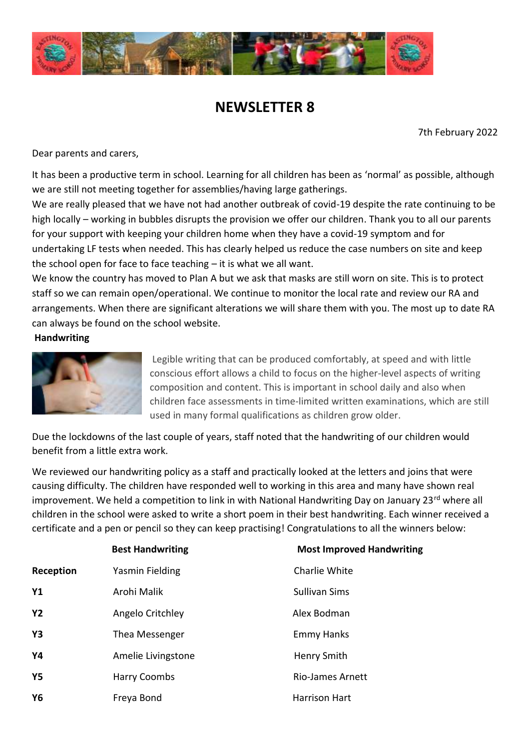# NEWSLETTER 8

7th February 2022

Dear parents and carers,

It has been a productive term in school. Learning for all children has been as 'normal' as possible, although we are still not meeting together for assemblies/having large gatherings.

We are really pleased that we have not had another outbreak of covid-19 despite the rate continuing to be high locally – working in bubbles disrupts the provision we offer our children. Thank you to all our parents for your support with keeping your children home when they have a covid-19 symptom and for undertaking LF tests when needed. This has clearly helped us reduce the case numbers on site and keep the school open for face to face teaching – it is what we all want.

We know the country has moved to Plan A but we ask that masks are still worn on site. This is to protect staff so we can remain open/operational. We continue to monitor the local rate and review our RA and arrangements. When there are significant alterations we will share them with you. The most up to date RA can always be found on the school website.

**Handwriting**

Legible writing that can be produced comfortably, at speed and with little conscious effort allows a child to focus on the higher-level aspects of writing composition and content. This is important in school daily and also when children face assessments in time-limited written examinations, which are still used in many formal qualifications as children grow older.

Due the lockdowns of the last couple of years, staff noted that the handwriting of our children would benefit from a little extra work.

We reviewed our handwriting policy as a staff and practically looked at the letters and joins that were causing difficulty. The children have responded well to working in this area and many have shown real improvement. We held a competition to link in with National Handwriting Day on January 23rd where all children in the school were asked to write a short poem in their best handwriting. Each winner received a certificate and a pen or pencil so they can keep practising! Congratulations to all the winners below:

| | Best Handwriting | Most Improved Handwriting |
|---|---|---|
| **Reception** | Yasmin Fielding | Charlie White |
| **Y1** | Arohi Malik | Sullivan Sims |
| **Y2** | Angelo Critchley | Alex Bodman |
| **Y3** | Thea Messenger | Emmy Hanks |
| **Y4** | Amelie Livingstone | Henry Smith |
| **Y5** | Harry Coombs | Rio-James Arnett |
| **Y6** | Freya Bond | Harrison Hart |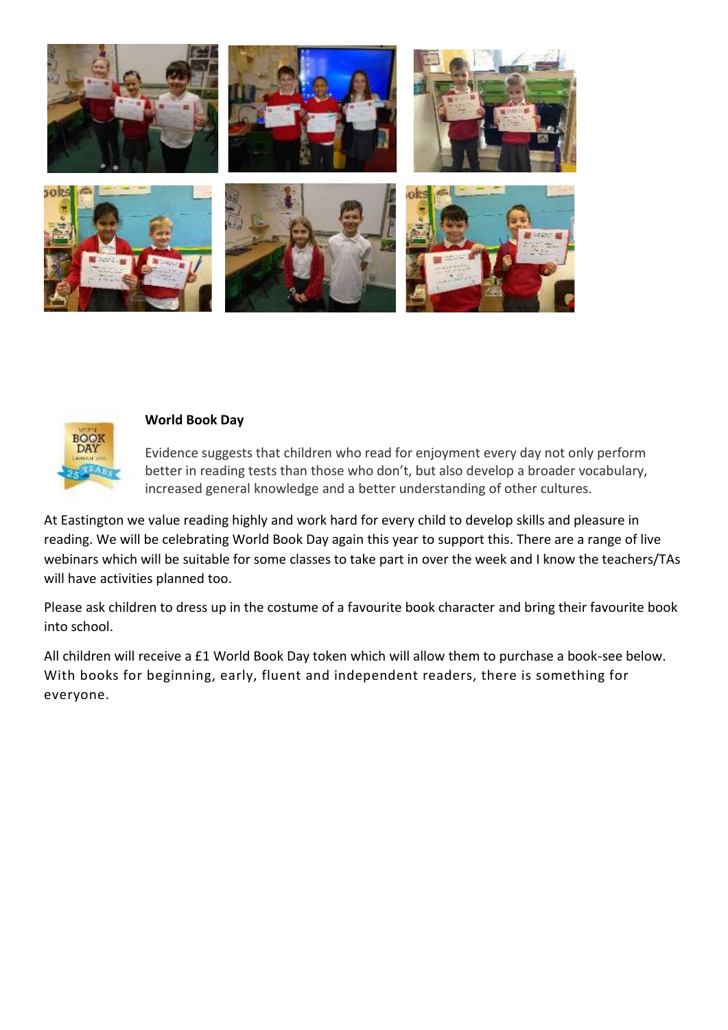## World Book Day

Evidence suggests that children who read for enjoyment every day not only perform better in reading tests than those who don't, but also develop a broader vocabulary, increased general knowledge and a better understanding of other cultures.

At Eastington we value reading highly and work hard for every child to develop skills and pleasure in reading. We will be celebrating World Book Day again this year to support this. There are a range of live webinars which will be suitable for some classes to take part in over the week and I know the teachers/TAs will have activities planned too.

Please ask children to dress up in the costume of a favourite book character and bring their favourite book into school.

All children will receive a £1 World Book Day token which will allow them to purchase a book-see below. With books for beginning, early, fluent and independent readers, there is something for everyone.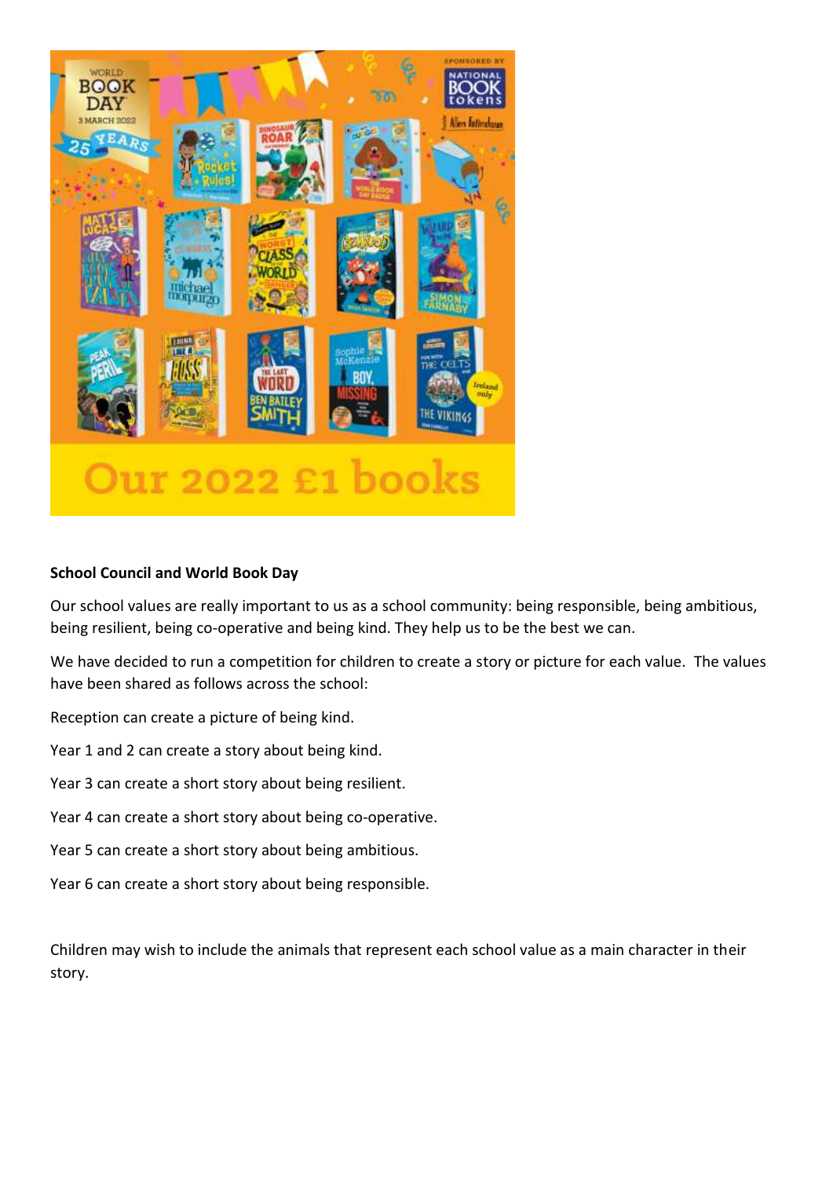**School Council and World Book Day**

Our school values are really important to us as a school community: being responsible, being ambitious, being resilient, being co-operative and being kind. They help us to be the best we can.

We have decided to run a competition for children to create a story or picture for each value. The values have been shared as follows across the school:

Reception can create a picture of being kind.

Year 1 and 2 can create a story about being kind.

Year 3 can create a short story about being resilient.

Year 4 can create a short story about being co-operative.

Year 5 can create a short story about being ambitious.

Year 6 can create a short story about being responsible.

Children may wish to include the animals that represent each school value as a main character in their story.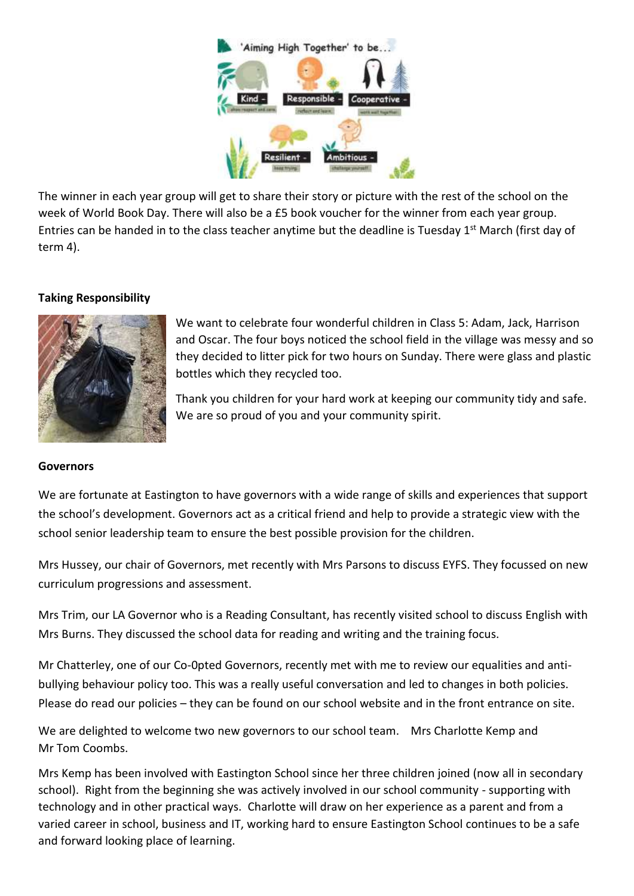The winner in each year group will get to share their story or picture with the rest of the school on the week of World Book Day. There will also be a £5 book voucher for the winner from each year group. Entries can be handed in to the class teacher anytime but the deadline is Tuesday 1st March (first day of term 4).

**Taking Responsibility**

We want to celebrate four wonderful children in Class 5: Adam, Jack, Harrison and Oscar. The four boys noticed the school field in the village was messy and so they decided to litter pick for two hours on Sunday. There were glass and plastic bottles which they recycled too.

Thank you children for your hard work at keeping our community tidy and safe. We are so proud of you and your community spirit.

**Governors**

We are fortunate at Eastington to have governors with a wide range of skills and experiences that support the school's development. Governors act as a critical friend and help to provide a strategic view with the school senior leadership team to ensure the best possible provision for the children.

Mrs Hussey, our chair of Governors, met recently with Mrs Parsons to discuss EYFS. They focussed on new curriculum progressions and assessment.

Mrs Trim, our LA Governor who is a Reading Consultant, has recently visited school to discuss English with Mrs Burns. They discussed the school data for reading and writing and the training focus.

Mr Chatterley, one of our Co-0pted Governors, recently met with me to review our equalities and anti-bullying behaviour policy too. This was a really useful conversation and led to changes in both policies. Please do read our policies – they can be found on our school website and in the front entrance on site.

We are delighted to welcome two new governors to our school team. Mrs Charlotte Kemp and Mr Tom Coombs.

Mrs Kemp has been involved with Eastington School since her three children joined (now all in secondary school). Right from the beginning she was actively involved in our school community - supporting with technology and in other practical ways. Charlotte will draw on her experience as a parent and from a varied career in school, business and IT, working hard to ensure Eastington School continues to be a safe and forward looking place of learning.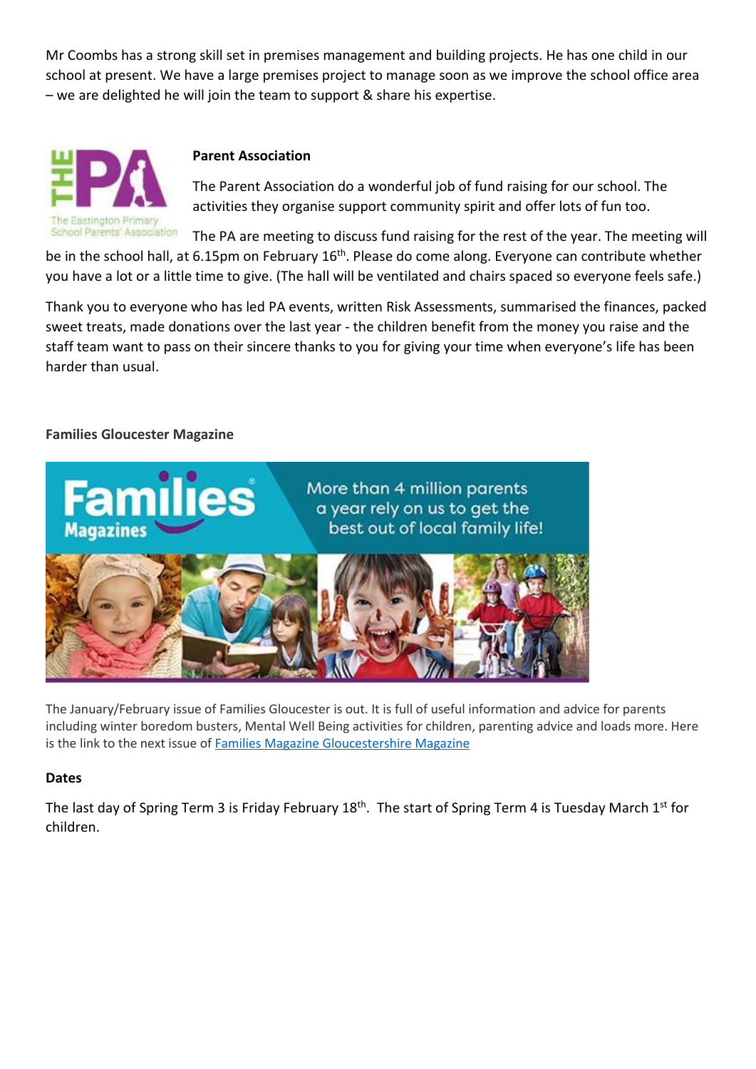Mr Coombs has a strong skill set in premises management and building projects. He has one child in our school at present. We have a large premises project to manage soon as we improve the school office area – we are delighted he will join the team to support & share his expertise.

**Parent Association**

The Parent Association do a wonderful job of fund raising for our school. The activities they organise support community spirit and offer lots of fun too.

The PA are meeting to discuss fund raising for the rest of the year. The meeting will be in the school hall, at 6.15pm on February 16th. Please do come along. Everyone can contribute whether you have a lot or a little time to give. (The hall will be ventilated and chairs spaced so everyone feels safe.)

Thank you to everyone who has led PA events, written Risk Assessments, summarised the finances, packed sweet treats, made donations over the last year - the children benefit from the money you raise and the staff team want to pass on their sincere thanks to you for giving your time when everyone's life has been harder than usual.

**Families Gloucester Magazine**

The January/February issue of Families Gloucester is out. It is full of useful information and advice for parents including winter boredom busters, Mental Well Being activities for children, parenting advice and loads more. Here is the link to the next issue of [Families Magazine Gloucestershire Magazine]

**Dates**

The last day of Spring Term 3 is Friday February 18th. The start of Spring Term 4 is Tuesday March 1st for children.